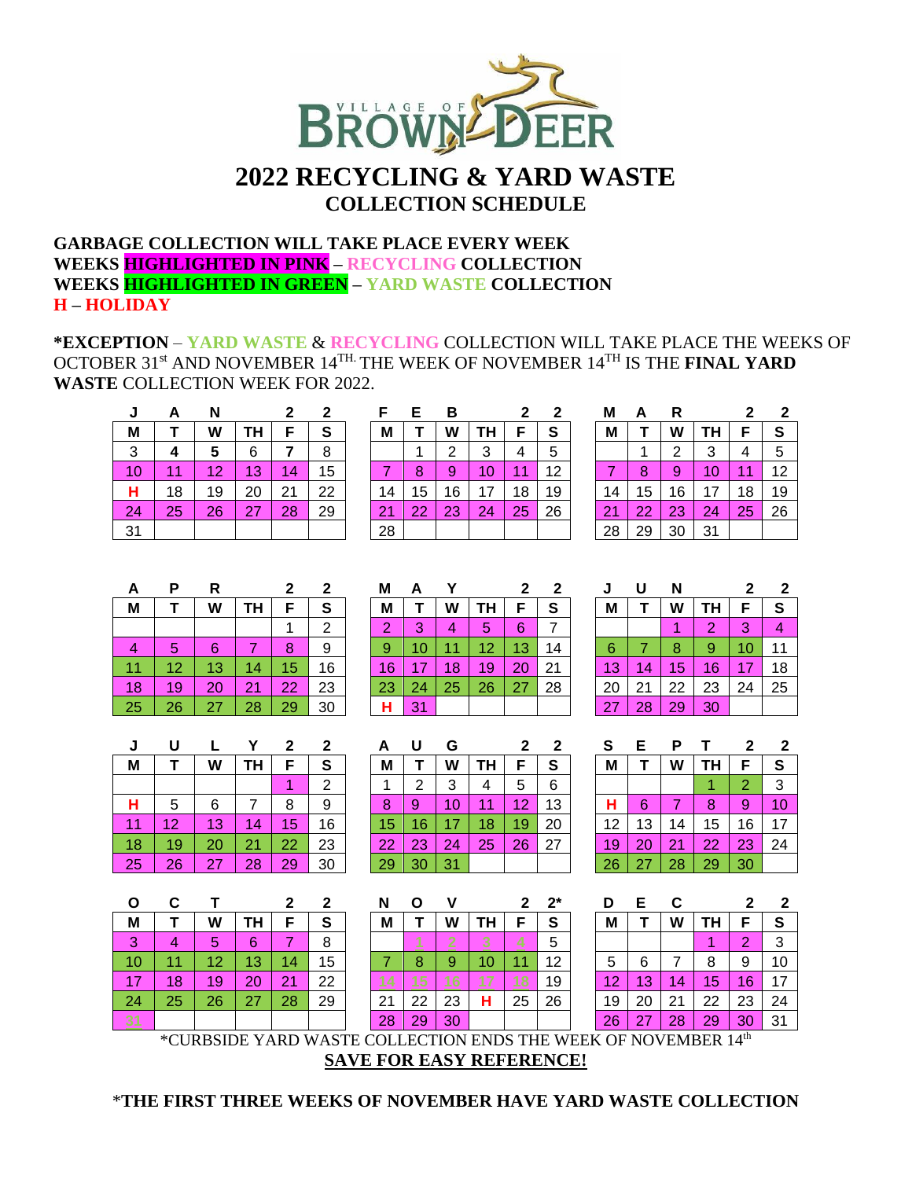VILLAGE OF BROWN DEER

# 2022 RECYCLING & YARD WASTE

## COLLECTION SCHEDULE

**GARBAGE COLLECTION WILL TAKE PLACE EVERY WEEK**
**WEEKS HIGHLIGHTED IN PINK – RECYCLING COLLECTION**
**WEEKS HIGHLIGHTED IN GREEN – YARD WASTE COLLECTION**
**H – HOLIDAY**

**\*EXCEPTION** – **YARD WASTE** & **RECYCLING** COLLECTION WILL TAKE PLACE THE WEEKS OF OCTOBER 31st AND NOVEMBER 14TH. THE WEEK OF NOVEMBER 14TH IS THE **FINAL YARD WASTE** COLLECTION WEEK FOR 2022.

**JAN 22**

| M | T | W | TH | F | S |
|---|---|---|---|---|---|
| 3 | 4 | 5 | 6 | 7 | 8 |
| 10 | 11 | 12 | 13 | 14 | 15 |
| H | 18 | 19 | 20 | 21 | 22 |
| 24 | 25 | 26 | 27 | 28 | 29 |
| 31 | | | | | |

**FEB 22**

| M | T | W | TH | F | S |
|---|---|---|---|---|---|
| | 1 | 2 | 3 | 4 | 5 |
| 7 | 8 | 9 | 10 | 11 | 12 |
| 14 | 15 | 16 | 17 | 18 | 19 |
| 21 | 22 | 23 | 24 | 25 | 26 |
| 28 | | | | | |

**MAR 22**

| M | T | W | TH | F | S |
|---|---|---|---|---|---|
| | 1 | 2 | 3 | 4 | 5 |
| 7 | 8 | 9 | 10 | 11 | 12 |
| 14 | 15 | 16 | 17 | 18 | 19 |
| 21 | 22 | 23 | 24 | 25 | 26 |
| 28 | 29 | 30 | 31 | | |

**APR 22**

| M | T | W | TH | F | S |
|---|---|---|---|---|---|
| | | | | 1 | 2 |
| 4 | 5 | 6 | 7 | 8 | 9 |
| 11 | 12 | 13 | 14 | 15 | 16 |
| 18 | 19 | 20 | 21 | 22 | 23 |
| 25 | 26 | 27 | 28 | 29 | 30 |

**MAY 22**

| M | T | W | TH | F | S |
|---|---|---|---|---|---|
| 2 | 3 | 4 | 5 | 6 | 7 |
| 9 | 10 | 11 | 12 | 13 | 14 |
| 16 | 17 | 18 | 19 | 20 | 21 |
| 23 | 24 | 25 | 26 | 27 | 28 |
| H | 31 | | | | |

**JUN 22**

| M | T | W | TH | F | S |
|---|---|---|---|---|---|
| | | 1 | 2 | 3 | 4 |
| 6 | 7 | 8 | 9 | 10 | 11 |
| 13 | 14 | 15 | 16 | 17 | 18 |
| 20 | 21 | 22 | 23 | 24 | 25 |
| 27 | 28 | 29 | 30 | | |

**JULY 22**

| M | T | W | TH | F | S |
|---|---|---|---|---|---|
| | | | | 1 | 2 |
| H | 5 | 6 | 7 | 8 | 9 |
| 11 | 12 | 13 | 14 | 15 | 16 |
| 18 | 19 | 20 | 21 | 22 | 23 |
| 25 | 26 | 27 | 28 | 29 | 30 |

**AUG 22**

| M | T | W | TH | F | S |
|---|---|---|---|---|---|
| 1 | 2 | 3 | 4 | 5 | 6 |
| 8 | 9 | 10 | 11 | 12 | 13 |
| 15 | 16 | 17 | 18 | 19 | 20 |
| 22 | 23 | 24 | 25 | 26 | 27 |
| 29 | 30 | 31 | | | |

**SEPT 22**

| M | T | W | TH | F | S |
|---|---|---|---|---|---|
| | | | 1 | 2 | 3 |
| H | 6 | 7 | 8 | 9 | 10 |
| 12 | 13 | 14 | 15 | 16 | 17 |
| 19 | 20 | 21 | 22 | 23 | 24 |
| 26 | 27 | 28 | 29 | 30 | |

**OCT 22**

| M | T | W | TH | F | S |
|---|---|---|---|---|---|
| 3 | 4 | 5 | 6 | 7 | 8 |
| 10 | 11 | 12 | 13 | 14 | 15 |
| 17 | 18 | 19 | 20 | 21 | 22 |
| 24 | 25 | 26 | 27 | 28 | 29 |
| 31 | | | | | |

**NOV 22\***

| M | T | W | TH | F | S |
|---|---|---|---|---|---|
| | 1 | 2 | 3 | 4 | 5 |
| 7 | 8 | 9 | 10 | 11 | 12 |
| 14 | 15 | 16 | 17 | 18 | 19 |
| 21 | 22 | 23 | H | 25 | 26 |
| 28 | 29 | 30 | | | |

**DEC 22**

| M | T | W | TH | F | S |
|---|---|---|---|---|---|
| | | | 1 | 2 | 3 |
| 5 | 6 | 7 | 8 | 9 | 10 |
| 12 | 13 | 14 | 15 | 16 | 17 |
| 19 | 20 | 21 | 22 | 23 | 24 |
| 26 | 27 | 28 | 29 | 30 | 31 |

\*CURBSIDE YARD WASTE COLLECTION ENDS THE WEEK OF NOVEMBER 14th

**SAVE FOR EASY REFERENCE!**

\***THE FIRST THREE WEEKS OF NOVEMBER HAVE YARD WASTE COLLECTION**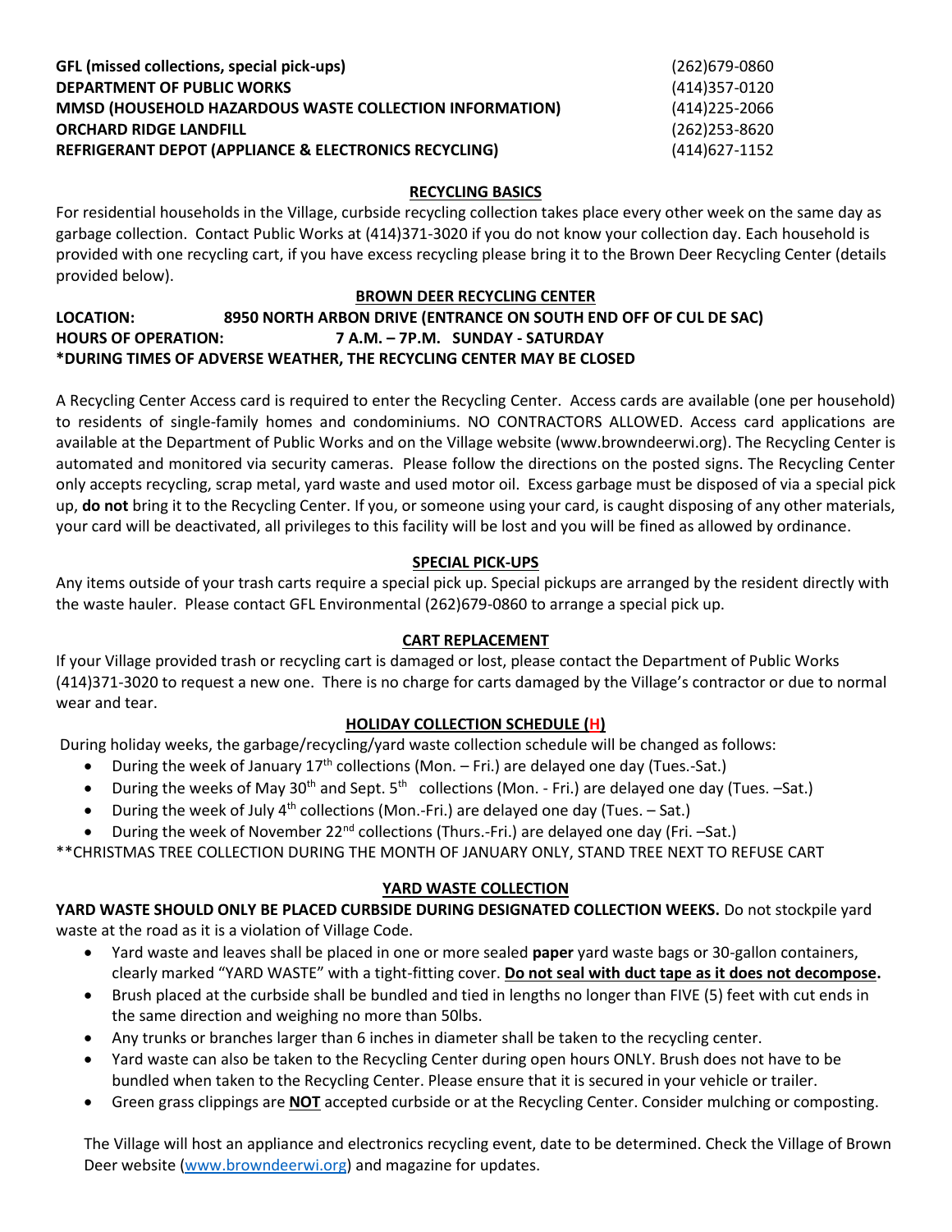**GFL (missed collections, special pick-ups)** (262)679-0860
**DEPARTMENT OF PUBLIC WORKS** (414)357-0120
**MMSD (HOUSEHOLD HAZARDOUS WASTE COLLECTION INFORMATION)** (414)225-2066
**ORCHARD RIDGE LANDFILL** (262)253-8620
**REFRIGERANT DEPOT (APPLIANCE & ELECTRONICS RECYCLING)** (414)627-1152

## RECYCLING BASICS

For residential households in the Village, curbside recycling collection takes place every other week on the same day as garbage collection. Contact Public Works at (414)371-3020 if you do not know your collection day. Each household is provided with one recycling cart, if you have excess recycling please bring it to the Brown Deer Recycling Center (details provided below).

## BROWN DEER RECYCLING CENTER

**LOCATION:** **8950 NORTH ARBON DRIVE (ENTRANCE ON SOUTH END OFF OF CUL DE SAC)**
**HOURS OF OPERATION:** **7 A.M. – 7P.M. SUNDAY - SATURDAY**
**\*DURING TIMES OF ADVERSE WEATHER, THE RECYCLING CENTER MAY BE CLOSED**

A Recycling Center Access card is required to enter the Recycling Center. Access cards are available (one per household) to residents of single-family homes and condominiums. NO CONTRACTORS ALLOWED. Access card applications are available at the Department of Public Works and on the Village website (www.browndeerwi.org). The Recycling Center is automated and monitored via security cameras. Please follow the directions on the posted signs. The Recycling Center only accepts recycling, scrap metal, yard waste and used motor oil. Excess garbage must be disposed of via a special pick up, **do not** bring it to the Recycling Center. If you, or someone using your card, is caught disposing of any other materials, your card will be deactivated, all privileges to this facility will be lost and you will be fined as allowed by ordinance.

## SPECIAL PICK-UPS

Any items outside of your trash carts require a special pick up. Special pickups are arranged by the resident directly with the waste hauler. Please contact GFL Environmental (262)679-0860 to arrange a special pick up.

## CART REPLACEMENT

If your Village provided trash or recycling cart is damaged or lost, please contact the Department of Public Works (414)371-3020 to request a new one. There is no charge for carts damaged by the Village's contractor or due to normal wear and tear.

## HOLIDAY COLLECTION SCHEDULE (H)

During holiday weeks, the garbage/recycling/yard waste collection schedule will be changed as follows:

- During the week of January 17th collections (Mon. – Fri.) are delayed one day (Tues.-Sat.)
- During the weeks of May 30th and Sept. 5th collections (Mon. - Fri.) are delayed one day (Tues. –Sat.)
- During the week of July 4th collections (Mon.-Fri.) are delayed one day (Tues. – Sat.)
- During the week of November 22nd collections (Thurs.-Fri.) are delayed one day (Fri. –Sat.)

\*\*CHRISTMAS TREE COLLECTION DURING THE MONTH OF JANUARY ONLY, STAND TREE NEXT TO REFUSE CART

## YARD WASTE COLLECTION

**YARD WASTE SHOULD ONLY BE PLACED CURBSIDE DURING DESIGNATED COLLECTION WEEKS.** Do not stockpile yard waste at the road as it is a violation of Village Code.

- Yard waste and leaves shall be placed in one or more sealed **paper** yard waste bags or 30-gallon containers, clearly marked "YARD WASTE" with a tight-fitting cover. **Do not seal with duct tape as it does not decompose.**
- Brush placed at the curbside shall be bundled and tied in lengths no longer than FIVE (5) feet with cut ends in the same direction and weighing no more than 50lbs.
- Any trunks or branches larger than 6 inches in diameter shall be taken to the recycling center.
- Yard waste can also be taken to the Recycling Center during open hours ONLY. Brush does not have to be bundled when taken to the Recycling Center. Please ensure that it is secured in your vehicle or trailer.
- Green grass clippings are **NOT** accepted curbside or at the Recycling Center. Consider mulching or composting.

The Village will host an appliance and electronics recycling event, date to be determined. Check the Village of Brown Deer website (www.browndeerwi.org) and magazine for updates.